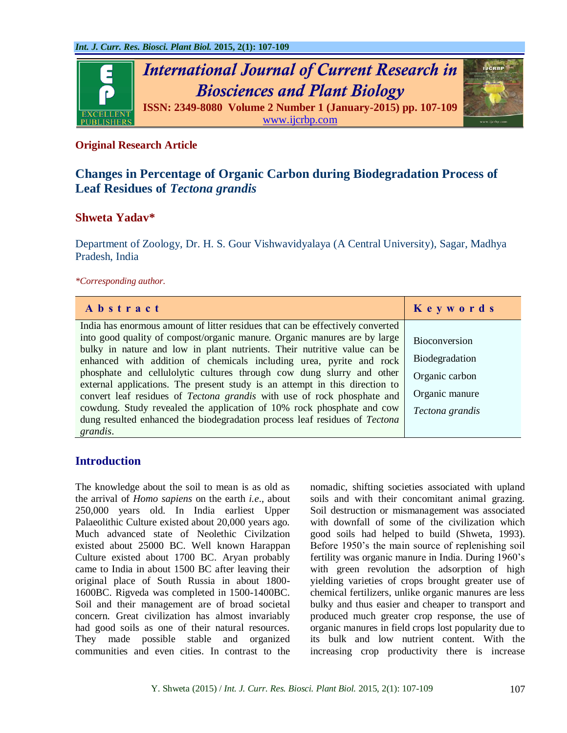**Original Research Article**

# Changes in Percentage of Organic Carbon during Biodegradation Process of Leaf Residues of *Tectona grandis*

**Shweta Yadav***

Department of Zoology, Dr. H. S. Gour Vishwavidyalaya (A Central University), Sagar, Madhya Pradesh, India

*\*Corresponding author.*

| Abstract | Keywords |
|---|---|
| India has enormous amount of litter residues that can be effectively converted into good quality of compost/organic manure. Organic manures are by large bulky in nature and low in plant nutrients. Their nutritive value can be enhanced with addition of chemicals including urea, pyrite and rock phosphate and cellulolytic cultures through cow dung slurry and other external applications. The present study is an attempt in this direction to convert leaf residues of *Tectona grandis* with use of rock phosphate and cowdung. Study revealed the application of 10% rock phosphate and cow dung resulted enhanced the biodegradation process leaf residues of *Tectona grandis*. | Bioconversion<br>Biodegradation<br>Organic carbon<br>Organic manure<br>*Tectona grandis* |

## Introduction

The knowledge about the soil to mean is as old as the arrival of *Homo sapiens* on the earth *i.e*., about 250,000 years old. In India earliest Upper Palaeolithic Culture existed about 20,000 years ago. Much advanced state of Neolethic Civilzation existed about 25000 BC. Well known Harappan Culture existed about 1700 BC. Aryan probably came to India in about 1500 BC after leaving their original place of South Russia in about 1800-1600BC. Rigveda was completed in 1500-1400BC. Soil and their management are of broad societal concern. Great civilization has almost invariably had good soils as one of their natural resources. They made possible stable and organized communities and even cities. In contrast to the nomadic, shifting societies associated with upland soils and with their concomitant animal grazing. Soil destruction or mismanagement was associated with downfall of some of the civilization which good soils had helped to build (Shweta, 1993). Before 1950's the main source of replenishing soil fertility was organic manure in India. During 1960's with green revolution the adsorption of high yielding varieties of crops brought greater use of chemical fertilizers, unlike organic manures are less bulky and thus easier and cheaper to transport and produced much greater crop response, the use of organic manures in field crops lost popularity due to its bulk and low nutrient content. With the increasing crop productivity there is increase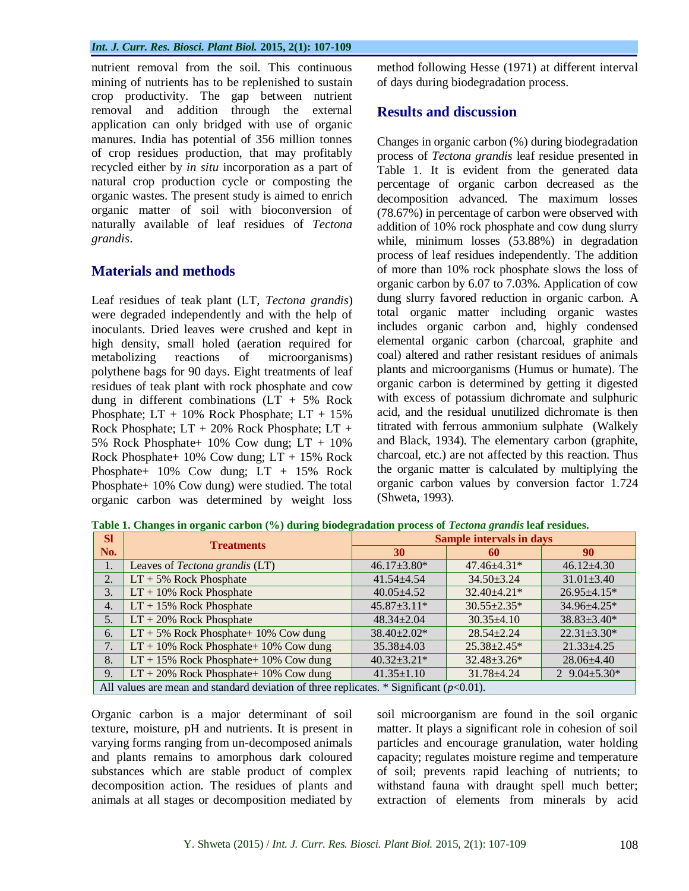nutrient removal from the soil. This continuous mining of nutrients has to be replenished to sustain crop productivity. The gap between nutrient removal and addition through the external application can only bridged with use of organic manures. India has potential of 356 million tonnes of crop residues production, that may profitably recycled either by *in situ* incorporation as a part of natural crop production cycle or composting the organic wastes. The present study is aimed to enrich organic matter of soil with bioconversion of naturally available of leaf residues of *Tectona grandis*.

## Materials and methods

Leaf residues of teak plant (LT, *Tectona grandis*) were degraded independently and with the help of inoculants. Dried leaves were crushed and kept in high density, small holed (aeration required for metabolizing reactions of microorganisms) polythene bags for 90 days. Eight treatments of leaf residues of teak plant with rock phosphate and cow dung in different combinations (LT + 5% Rock Phosphate; LT + 10% Rock Phosphate; LT + 15% Rock Phosphate; LT + 20% Rock Phosphate; LT + 5% Rock Phosphate+ 10% Cow dung; LT + 10% Rock Phosphate+ 10% Cow dung; LT + 15% Rock Phosphate+ 10% Cow dung; LT + 15% Rock Phosphate+ 10% Cow dung) were studied. The total organic carbon was determined by weight loss method following Hesse (1971) at different interval of days during biodegradation process.

## Results and discussion

Changes in organic carbon (%) during biodegradation process of *Tectona grandis* leaf residue presented in Table 1. It is evident from the generated data percentage of organic carbon decreased as the decomposition advanced. The maximum losses (78.67%) in percentage of carbon were observed with addition of 10% rock phosphate and cow dung slurry while, minimum losses (53.88%) in degradation process of leaf residues independently. The addition of more than 10% rock phosphate slows the loss of organic carbon by 6.07 to 7.03%. Application of cow dung slurry favored reduction in organic carbon. A total organic matter including organic wastes includes organic carbon and, highly condensed elemental organic carbon (charcoal, graphite and coal) altered and rather resistant residues of animals plants and microorganisms (Humus or humate). The organic carbon is determined by getting it digested with excess of potassium dichromate and sulphuric acid, and the residual unutilized dichromate is then titrated with ferrous ammonium sulphate (Walkely and Black, 1934). The elementary carbon (graphite, charcoal, etc.) are not affected by this reaction. Thus the organic matter is calculated by multiplying the organic carbon values by conversion factor 1.724 (Shweta, 1993).

**Table 1. Changes in organic carbon (%) during biodegradation process of *Tectona grandis* leaf residues.**

| Sl No. | Treatments | Sample intervals in days | | |
|---|---|---|---|---|
| | | 30 | 60 | 90 |
| 1. | Leaves of *Tectona grandis* (LT) | 46.17±3.80* | 47.46±4.31* | 46.12±4.30 |
| 2. | LT + 5% Rock Phosphate | 41.54±4.54 | 34.50±3.24 | 31.01±3.40 |
| 3. | LT + 10% Rock Phosphate | 40.05±4.52 | 32.40±4.21* | 26.95±4.15* |
| 4. | LT + 15% Rock Phosphate | 45.87±3.11* | 30.55±2.35* | 34.96±4.25* |
| 5. | LT + 20% Rock Phosphate | 48.34±2.04 | 30.35±4.10 | 38.83±3.40* |
| 6. | LT + 5% Rock Phosphate+ 10% Cow dung | 38.40±2.02* | 28.54±2.24 | 22.31±3.30* |
| 7. | LT + 10% Rock Phosphate+ 10% Cow dung | 35.38±4.03 | 25.38±2.45* | 21.33±4.25 |
| 8. | LT + 15% Rock Phosphate+ 10% Cow dung | 40.32±3.21* | 32.48±3.26* | 28.06±4.40 |
| 9. | LT + 20% Rock Phosphate+ 10% Cow dung | 41.35±1.10 | 31.78±4.24 | 2 9.04±5.30* |

All values are mean and standard deviation of three replicates. * Significant ($p<0.01$).

Organic carbon is a major determinant of soil texture, moisture, pH and nutrients. It is present in varying forms ranging from un-decomposed animals and plants remains to amorphous dark coloured substances which are stable product of complex decomposition action. The residues of plants and animals at all stages or decomposition mediated by soil microorganism are found in the soil organic matter. It plays a significant role in cohesion of soil particles and encourage granulation, water holding capacity; regulates moisture regime and temperature of soil; prevents rapid leaching of nutrients; to withstand fauna with draught spell much better; extraction of elements from minerals by acid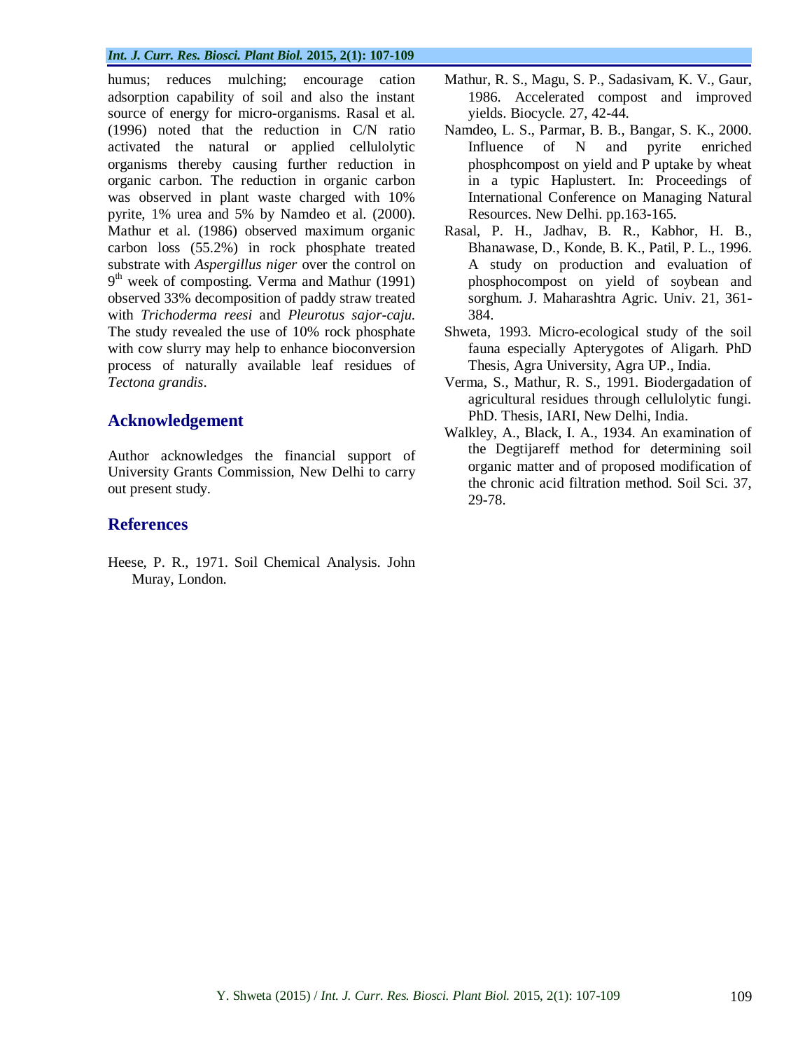humus; reduces mulching; encourage cation adsorption capability of soil and also the instant source of energy for micro-organisms. Rasal et al. (1996) noted that the reduction in C/N ratio activated the natural or applied cellulolytic organisms thereby causing further reduction in organic carbon. The reduction in organic carbon was observed in plant waste charged with 10% pyrite, 1% urea and 5% by Namdeo et al. (2000). Mathur et al. (1986) observed maximum organic carbon loss (55.2%) in rock phosphate treated substrate with *Aspergillus niger* over the control on 9th week of composting. Verma and Mathur (1991) observed 33% decomposition of paddy straw treated with *Trichoderma reesi* and *Pleurotus sajor-caju.* The study revealed the use of 10% rock phosphate with cow slurry may help to enhance bioconversion process of naturally available leaf residues of *Tectona grandis*.

## Acknowledgement

Author acknowledges the financial support of University Grants Commission, New Delhi to carry out present study.

## References

Heese, P. R., 1971. Soil Chemical Analysis. John Muray, London.

Mathur, R. S., Magu, S. P., Sadasivam, K. V., Gaur, 1986. Accelerated compost and improved yields. Biocycle. 27, 42-44.

Namdeo, L. S., Parmar, B. B., Bangar, S. K., 2000. Influence of N and pyrite enriched phosphcompost on yield and P uptake by wheat in a typic Haplustert. In: Proceedings of International Conference on Managing Natural Resources. New Delhi. pp.163-165.

Rasal, P. H., Jadhav, B. R., Kabhor, H. B., Bhanawase, D., Konde, B. K., Patil, P. L., 1996. A study on production and evaluation of phosphocompost on yield of soybean and sorghum. J. Maharashtra Agric. Univ. 21, 361-384.

Shweta, 1993. Micro-ecological study of the soil fauna especially Apterygotes of Aligarh. PhD Thesis, Agra University, Agra UP., India.

Verma, S., Mathur, R. S., 1991. Biodergadation of agricultural residues through cellulolytic fungi. PhD. Thesis, IARI, New Delhi, India.

Walkley, A., Black, I. A., 1934. An examination of the Degtijareff method for determining soil organic matter and of proposed modification of the chronic acid filtration method. Soil Sci. 37, 29-78.